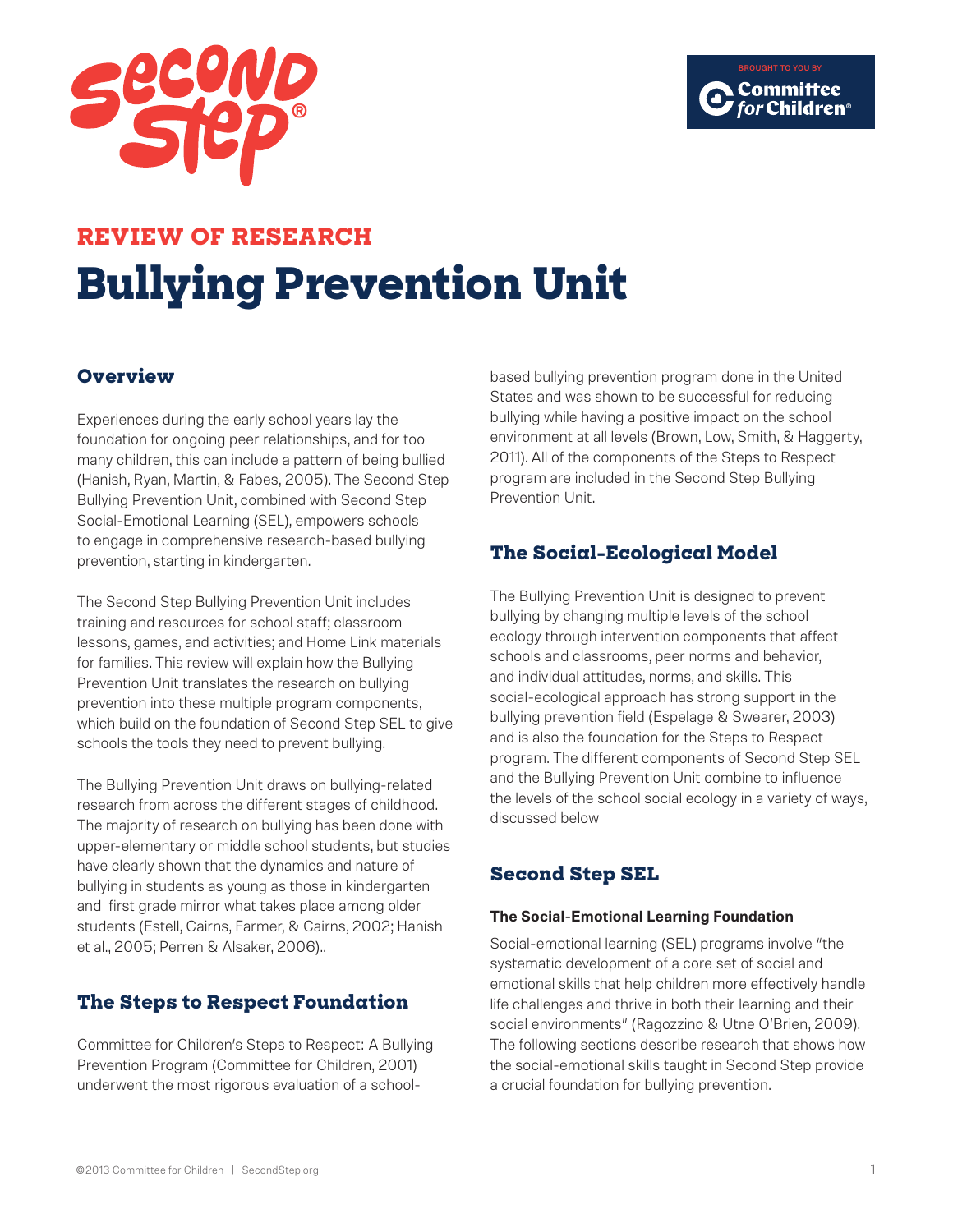Second Step®

BROUGHT TO YOU BY Committee for Children®

## REVIEW OF RESEARCH

# Bullying Prevention Unit

## Overview

Experiences during the early school years lay the foundation for ongoing peer relationships, and for too many children, this can include a pattern of being bullied (Hanish, Ryan, Martin, & Fabes, 2005). The Second Step Bullying Prevention Unit, combined with Second Step Social-Emotional Learning (SEL), empowers schools to engage in comprehensive research-based bullying prevention, starting in kindergarten.

The Second Step Bullying Prevention Unit includes training and resources for school staff; classroom lessons, games, and activities; and Home Link materials for families. This review will explain how the Bullying Prevention Unit translates the research on bullying prevention into these multiple program components, which build on the foundation of Second Step SEL to give schools the tools they need to prevent bullying.

The Bullying Prevention Unit draws on bullying-related research from across the different stages of childhood. The majority of research on bullying has been done with upper-elementary or middle school students, but studies have clearly shown that the dynamics and nature of bullying in students as young as those in kindergarten and first grade mirror what takes place among older students (Estell, Cairns, Farmer, & Cairns, 2002; Hanish et al., 2005; Perren & Alsaker, 2006)..

## The Steps to Respect Foundation

Committee for Children's Steps to Respect: A Bullying Prevention Program (Committee for Children, 2001) underwent the most rigorous evaluation of a school-based bullying prevention program done in the United States and was shown to be successful for reducing bullying while having a positive impact on the school environment at all levels (Brown, Low, Smith, & Haggerty, 2011). All of the components of the Steps to Respect program are included in the Second Step Bullying Prevention Unit.

## The Social-Ecological Model

The Bullying Prevention Unit is designed to prevent bullying by changing multiple levels of the school ecology through intervention components that affect schools and classrooms, peer norms and behavior, and individual attitudes, norms, and skills. This social-ecological approach has strong support in the bullying prevention field (Espelage & Swearer, 2003) and is also the foundation for the Steps to Respect program. The different components of Second Step SEL and the Bullying Prevention Unit combine to influence the levels of the school social ecology in a variety of ways, discussed below

## Second Step SEL

### The Social-Emotional Learning Foundation

Social-emotional learning (SEL) programs involve "the systematic development of a core set of social and emotional skills that help children more effectively handle life challenges and thrive in both their learning and their social environments" (Ragozzino & Utne O'Brien, 2009). The following sections describe research that shows how the social-emotional skills taught in Second Step provide a crucial foundation for bullying prevention.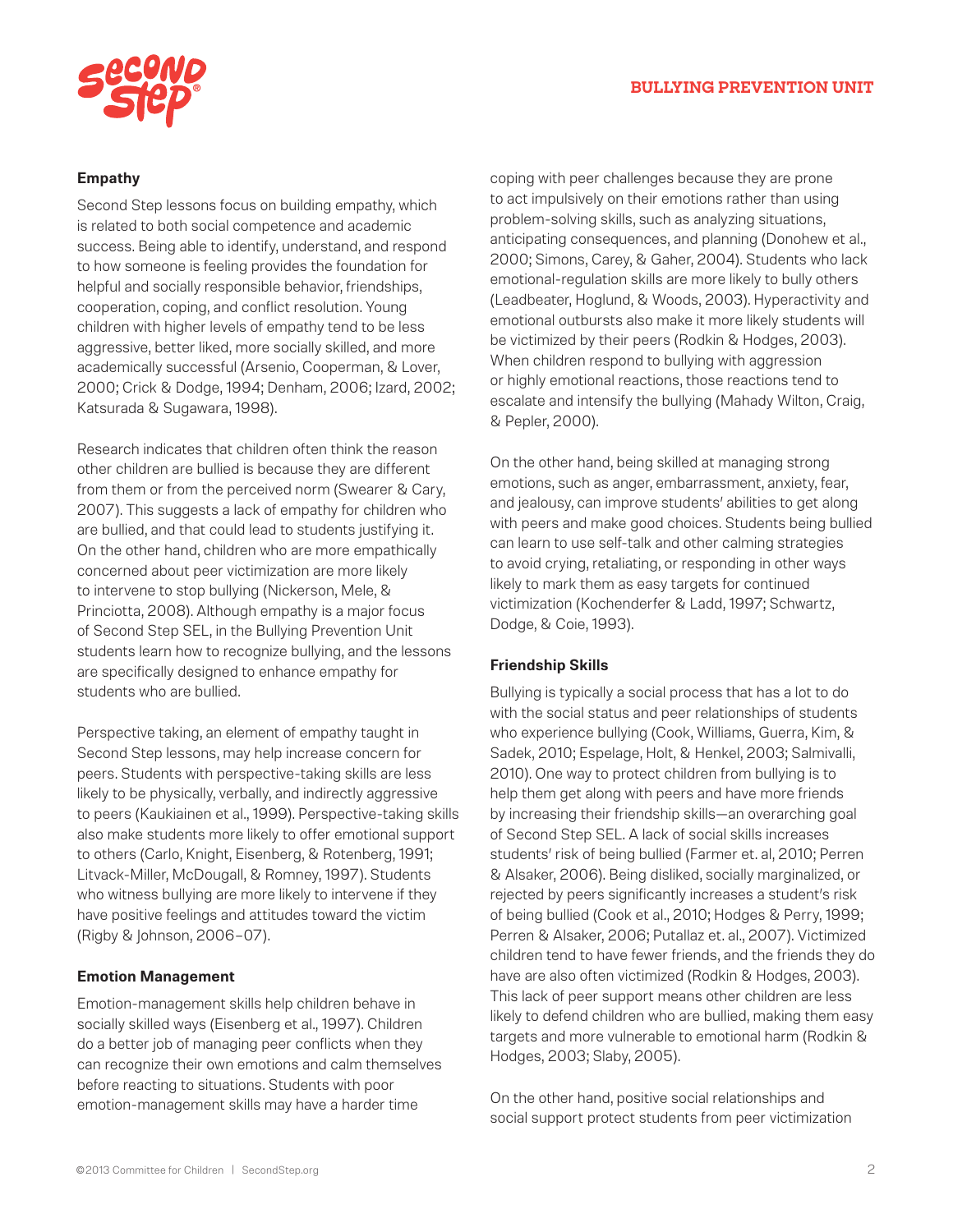### Empathy

Second Step lessons focus on building empathy, which is related to both social competence and academic success. Being able to identify, understand, and respond to how someone is feeling provides the foundation for helpful and socially responsible behavior, friendships, cooperation, coping, and conflict resolution. Young children with higher levels of empathy tend to be less aggressive, better liked, more socially skilled, and more academically successful (Arsenio, Cooperman, & Lover, 2000; Crick & Dodge, 1994; Denham, 2006; Izard, 2002; Katsurada & Sugawara, 1998).

Research indicates that children often think the reason other children are bullied is because they are different from them or from the perceived norm (Swearer & Cary, 2007). This suggests a lack of empathy for children who are bullied, and that could lead to students justifying it. On the other hand, children who are more empathically concerned about peer victimization are more likely to intervene to stop bullying (Nickerson, Mele, & Princiotta, 2008). Although empathy is a major focus of Second Step SEL, in the Bullying Prevention Unit students learn how to recognize bullying, and the lessons are specifically designed to enhance empathy for students who are bullied.

Perspective taking, an element of empathy taught in Second Step lessons, may help increase concern for peers. Students with perspective-taking skills are less likely to be physically, verbally, and indirectly aggressive to peers (Kaukiainen et al., 1999). Perspective-taking skills also make students more likely to offer emotional support to others (Carlo, Knight, Eisenberg, & Rotenberg, 1991; Litvack-Miller, McDougall, & Romney, 1997). Students who witness bullying are more likely to intervene if they have positive feelings and attitudes toward the victim (Rigby & Johnson, 2006–07).

### Emotion Management

Emotion-management skills help children behave in socially skilled ways (Eisenberg et al., 1997). Children do a better job of managing peer conflicts when they can recognize their own emotions and calm themselves before reacting to situations. Students with poor emotion-management skills may have a harder time coping with peer challenges because they are prone to act impulsively on their emotions rather than using problem-solving skills, such as analyzing situations, anticipating consequences, and planning (Donohew et al., 2000; Simons, Carey, & Gaher, 2004). Students who lack emotional-regulation skills are more likely to bully others (Leadbeater, Hoglund, & Woods, 2003). Hyperactivity and emotional outbursts also make it more likely students will be victimized by their peers (Rodkin & Hodges, 2003). When children respond to bullying with aggression or highly emotional reactions, those reactions tend to escalate and intensify the bullying (Mahady Wilton, Craig, & Pepler, 2000).

On the other hand, being skilled at managing strong emotions, such as anger, embarrassment, anxiety, fear, and jealousy, can improve students' abilities to get along with peers and make good choices. Students being bullied can learn to use self-talk and other calming strategies to avoid crying, retaliating, or responding in other ways likely to mark them as easy targets for continued victimization (Kochenderfer & Ladd, 1997; Schwartz, Dodge, & Coie, 1993).

### Friendship Skills

Bullying is typically a social process that has a lot to do with the social status and peer relationships of students who experience bullying (Cook, Williams, Guerra, Kim, & Sadek, 2010; Espelage, Holt, & Henkel, 2003; Salmivalli, 2010). One way to protect children from bullying is to help them get along with peers and have more friends by increasing their friendship skills—an overarching goal of Second Step SEL. A lack of social skills increases students' risk of being bullied (Farmer et. al, 2010; Perren & Alsaker, 2006). Being disliked, socially marginalized, or rejected by peers significantly increases a student's risk of being bullied (Cook et al., 2010; Hodges & Perry, 1999; Perren & Alsaker, 2006; Putallaz et. al., 2007). Victimized children tend to have fewer friends, and the friends they do have are also often victimized (Rodkin & Hodges, 2003). This lack of peer support means other children are less likely to defend children who are bullied, making them easy targets and more vulnerable to emotional harm (Rodkin & Hodges, 2003; Slaby, 2005).

On the other hand, positive social relationships and social support protect students from peer victimization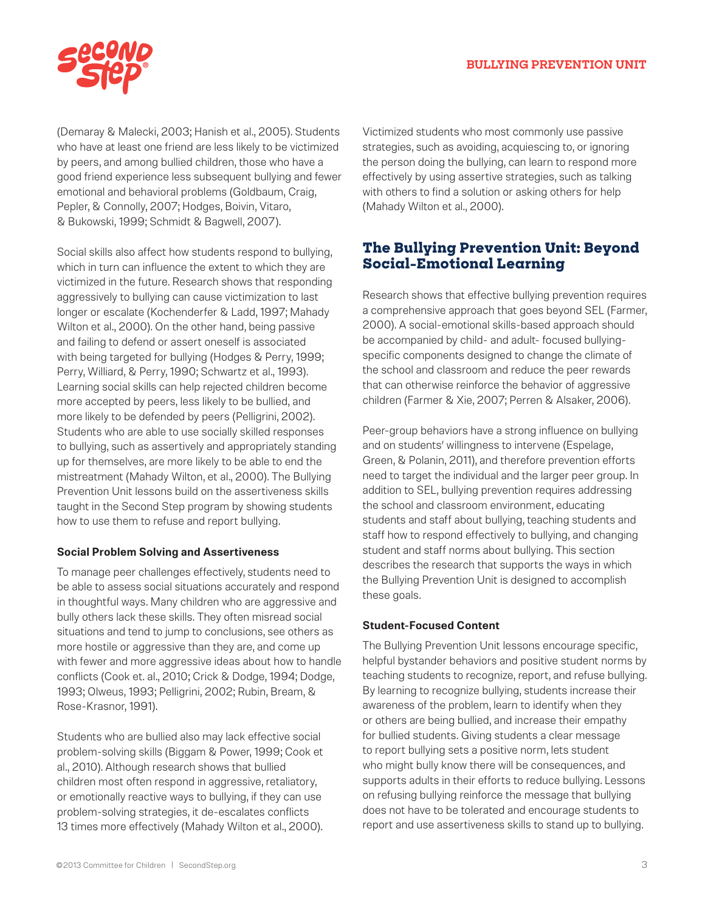(Demaray & Malecki, 2003; Hanish et al., 2005). Students who have at least one friend are less likely to be victimized by peers, and among bullied children, those who have a good friend experience less subsequent bullying and fewer emotional and behavioral problems (Goldbaum, Craig, Pepler, & Connolly, 2007; Hodges, Boivin, Vitaro, & Bukowski, 1999; Schmidt & Bagwell, 2007).

Social skills also affect how students respond to bullying, which in turn can influence the extent to which they are victimized in the future. Research shows that responding aggressively to bullying can cause victimization to last longer or escalate (Kochenderfer & Ladd, 1997; Mahady Wilton et al., 2000). On the other hand, being passive and failing to defend or assert oneself is associated with being targeted for bullying (Hodges & Perry, 1999; Perry, Williard, & Perry, 1990; Schwartz et al., 1993). Learning social skills can help rejected children become more accepted by peers, less likely to be bullied, and more likely to be defended by peers (Pelligrini, 2002). Students who are able to use socially skilled responses to bullying, such as assertively and appropriately standing up for themselves, are more likely to be able to end the mistreatment (Mahady Wilton, et al., 2000). The Bullying Prevention Unit lessons build on the assertiveness skills taught in the Second Step program by showing students how to use them to refuse and report bullying.

### Social Problem Solving and Assertiveness

To manage peer challenges effectively, students need to be able to assess social situations accurately and respond in thoughtful ways. Many children who are aggressive and bully others lack these skills. They often misread social situations and tend to jump to conclusions, see others as more hostile or aggressive than they are, and come up with fewer and more aggressive ideas about how to handle conflicts (Cook et. al., 2010; Crick & Dodge, 1994; Dodge, 1993; Olweus, 1993; Pelligrini, 2002; Rubin, Bream, & Rose-Krasnor, 1991).

Students who are bullied also may lack effective social problem-solving skills (Biggam & Power, 1999; Cook et al., 2010). Although research shows that bullied children most often respond in aggressive, retaliatory, or emotionally reactive ways to bullying, if they can use problem-solving strategies, it de-escalates conflicts 13 times more effectively (Mahady Wilton et al., 2000). Victimized students who most commonly use passive strategies, such as avoiding, acquiescing to, or ignoring the person doing the bullying, can learn to respond more effectively by using assertive strategies, such as talking with others to find a solution or asking others for help (Mahady Wilton et al., 2000).

## The Bullying Prevention Unit: Beyond Social-Emotional Learning

Research shows that effective bullying prevention requires a comprehensive approach that goes beyond SEL (Farmer, 2000). A social-emotional skills-based approach should be accompanied by child- and adult- focused bullying-specific components designed to change the climate of the school and classroom and reduce the peer rewards that can otherwise reinforce the behavior of aggressive children (Farmer & Xie, 2007; Perren & Alsaker, 2006).

Peer-group behaviors have a strong influence on bullying and on students' willingness to intervene (Espelage, Green, & Polanin, 2011), and therefore prevention efforts need to target the individual and the larger peer group. In addition to SEL, bullying prevention requires addressing the school and classroom environment, educating students and staff about bullying, teaching students and staff how to respond effectively to bullying, and changing student and staff norms about bullying. This section describes the research that supports the ways in which the Bullying Prevention Unit is designed to accomplish these goals.

### Student-Focused Content

The Bullying Prevention Unit lessons encourage specific, helpful bystander behaviors and positive student norms by teaching students to recognize, report, and refuse bullying. By learning to recognize bullying, students increase their awareness of the problem, learn to identify when they or others are being bullied, and increase their empathy for bullied students. Giving students a clear message to report bullying sets a positive norm, lets student who might bully know there will be consequences, and supports adults in their efforts to reduce bullying. Lessons on refusing bullying reinforce the message that bullying does not have to be tolerated and encourage students to report and use assertiveness skills to stand up to bullying.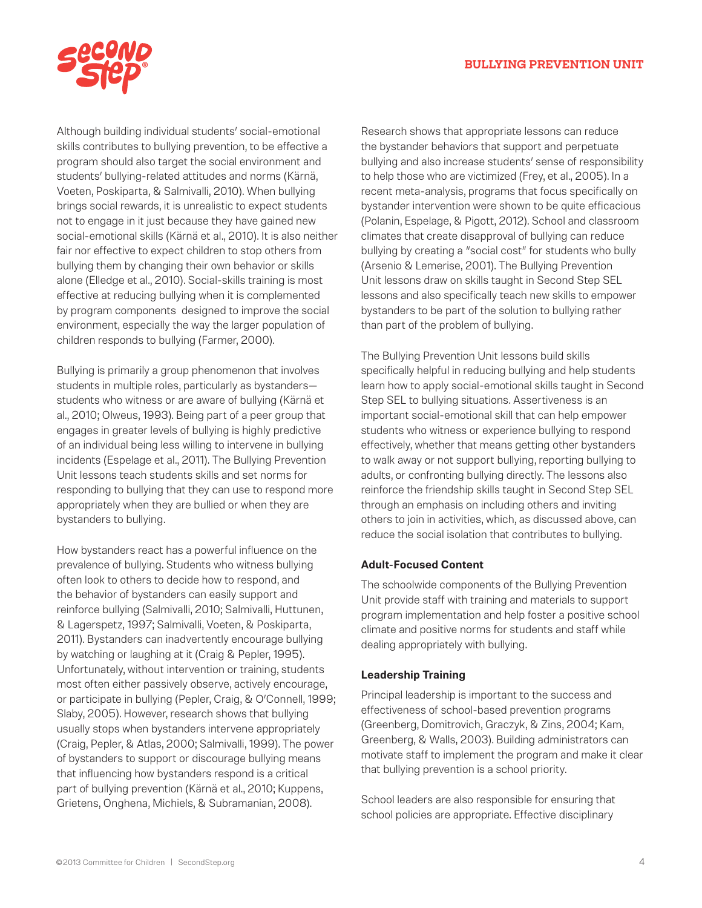Although building individual students' social-emotional skills contributes to bullying prevention, to be effective a program should also target the social environment and students' bullying-related attitudes and norms (Kärnä, Voeten, Poskiparta, & Salmivalli, 2010). When bullying brings social rewards, it is unrealistic to expect students not to engage in it just because they have gained new social-emotional skills (Kärnä et al., 2010). It is also neither fair nor effective to expect children to stop others from bullying them by changing their own behavior or skills alone (Elledge et al., 2010). Social-skills training is most effective at reducing bullying when it is complemented by program components designed to improve the social environment, especially the way the larger population of children responds to bullying (Farmer, 2000).

Bullying is primarily a group phenomenon that involves students in multiple roles, particularly as bystanders—students who witness or are aware of bullying (Kärnä et al., 2010; Olweus, 1993). Being part of a peer group that engages in greater levels of bullying is highly predictive of an individual being less willing to intervene in bullying incidents (Espelage et al., 2011). The Bullying Prevention Unit lessons teach students skills and set norms for responding to bullying that they can use to respond more appropriately when they are bullied or when they are bystanders to bullying.

How bystanders react has a powerful influence on the prevalence of bullying. Students who witness bullying often look to others to decide how to respond, and the behavior of bystanders can easily support and reinforce bullying (Salmivalli, 2010; Salmivalli, Huttunen, & Lagerspetz, 1997; Salmivalli, Voeten, & Poskiparta, 2011). Bystanders can inadvertently encourage bullying by watching or laughing at it (Craig & Pepler, 1995). Unfortunately, without intervention or training, students most often either passively observe, actively encourage, or participate in bullying (Pepler, Craig, & O'Connell, 1999; Slaby, 2005). However, research shows that bullying usually stops when bystanders intervene appropriately (Craig, Pepler, & Atlas, 2000; Salmivalli, 1999). The power of bystanders to support or discourage bullying means that influencing how bystanders respond is a critical part of bullying prevention (Kärnä et al., 2010; Kuppens, Grietens, Onghena, Michiels, & Subramanian, 2008).

Research shows that appropriate lessons can reduce the bystander behaviors that support and perpetuate bullying and also increase students' sense of responsibility to help those who are victimized (Frey, et al., 2005). In a recent meta-analysis, programs that focus specifically on bystander intervention were shown to be quite efficacious (Polanin, Espelage, & Pigott, 2012). School and classroom climates that create disapproval of bullying can reduce bullying by creating a "social cost" for students who bully (Arsenio & Lemerise, 2001). The Bullying Prevention Unit lessons draw on skills taught in Second Step SEL lessons and also specifically teach new skills to empower bystanders to be part of the solution to bullying rather than part of the problem of bullying.

The Bullying Prevention Unit lessons build skills specifically helpful in reducing bullying and help students learn how to apply social-emotional skills taught in Second Step SEL to bullying situations. Assertiveness is an important social-emotional skill that can help empower students who witness or experience bullying to respond effectively, whether that means getting other bystanders to walk away or not support bullying, reporting bullying to adults, or confronting bullying directly. The lessons also reinforce the friendship skills taught in Second Step SEL through an emphasis on including others and inviting others to join in activities, which, as discussed above, can reduce the social isolation that contributes to bullying.

### Adult-Focused Content

The schoolwide components of the Bullying Prevention Unit provide staff with training and materials to support program implementation and help foster a positive school climate and positive norms for students and staff while dealing appropriately with bullying.

### Leadership Training

Principal leadership is important to the success and effectiveness of school-based prevention programs (Greenberg, Domitrovich, Graczyk, & Zins, 2004; Kam, Greenberg, & Walls, 2003). Building administrators can motivate staff to implement the program and make it clear that bullying prevention is a school priority.

School leaders are also responsible for ensuring that school policies are appropriate. Effective disciplinary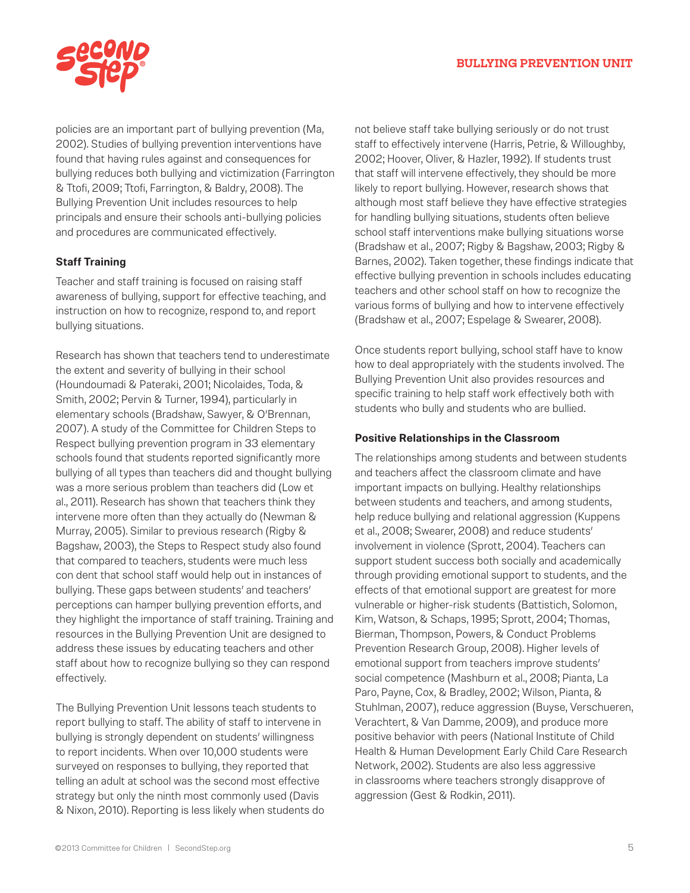policies are an important part of bullying prevention (Ma, 2002). Studies of bullying prevention interventions have found that having rules against and consequences for bullying reduces both bullying and victimization (Farrington & Ttofi, 2009; Ttofi, Farrington, & Baldry, 2008). The Bullying Prevention Unit includes resources to help principals and ensure their schools anti-bullying policies and procedures are communicated effectively.

**Staff Training**

Teacher and staff training is focused on raising staff awareness of bullying, support for effective teaching, and instruction on how to recognize, respond to, and report bullying situations.

Research has shown that teachers tend to underestimate the extent and severity of bullying in their school (Houndoumadi & Pateraki, 2001; Nicolaides, Toda, & Smith, 2002; Pervin & Turner, 1994), particularly in elementary schools (Bradshaw, Sawyer, & O'Brennan, 2007). A study of the Committee for Children Steps to Respect bullying prevention program in 33 elementary schools found that students reported significantly more bullying of all types than teachers did and thought bullying was a more serious problem than teachers did (Low et al., 2011). Research has shown that teachers think they intervene more often than they actually do (Newman & Murray, 2005). Similar to previous research (Rigby & Bagshaw, 2003), the Steps to Respect study also found that compared to teachers, students were much less con dent that school staff would help out in instances of bullying. These gaps between students' and teachers' perceptions can hamper bullying prevention efforts, and they highlight the importance of staff training. Training and resources in the Bullying Prevention Unit are designed to address these issues by educating teachers and other staff about how to recognize bullying so they can respond effectively.

The Bullying Prevention Unit lessons teach students to report bullying to staff. The ability of staff to intervene in bullying is strongly dependent on students' willingness to report incidents. When over 10,000 students were surveyed on responses to bullying, they reported that telling an adult at school was the second most effective strategy but only the ninth most commonly used (Davis & Nixon, 2010). Reporting is less likely when students do not believe staff take bullying seriously or do not trust staff to effectively intervene (Harris, Petrie, & Willoughby, 2002; Hoover, Oliver, & Hazler, 1992). If students trust that staff will intervene effectively, they should be more likely to report bullying. However, research shows that although most staff believe they have effective strategies for handling bullying situations, students often believe school staff interventions make bullying situations worse (Bradshaw et al., 2007; Rigby & Bagshaw, 2003; Rigby & Barnes, 2002). Taken together, these findings indicate that effective bullying prevention in schools includes educating teachers and other school staff on how to recognize the various forms of bullying and how to intervene effectively (Bradshaw et al., 2007; Espelage & Swearer, 2008).

Once students report bullying, school staff have to know how to deal appropriately with the students involved. The Bullying Prevention Unit also provides resources and specific training to help staff work effectively both with students who bully and students who are bullied.

**Positive Relationships in the Classroom**

The relationships among students and between students and teachers affect the classroom climate and have important impacts on bullying. Healthy relationships between students and teachers, and among students, help reduce bullying and relational aggression (Kuppens et al., 2008; Swearer, 2008) and reduce students' involvement in violence (Sprott, 2004). Teachers can support student success both socially and academically through providing emotional support to students, and the effects of that emotional support are greatest for more vulnerable or higher-risk students (Battistich, Solomon, Kim, Watson, & Schaps, 1995; Sprott, 2004; Thomas, Bierman, Thompson, Powers, & Conduct Problems Prevention Research Group, 2008). Higher levels of emotional support from teachers improve students' social competence (Mashburn et al., 2008; Pianta, La Paro, Payne, Cox, & Bradley, 2002; Wilson, Pianta, & Stuhlman, 2007), reduce aggression (Buyse, Verschueren, Verachtert, & Van Damme, 2009), and produce more positive behavior with peers (National Institute of Child Health & Human Development Early Child Care Research Network, 2002). Students are also less aggressive in classrooms where teachers strongly disapprove of aggression (Gest & Rodkin, 2011).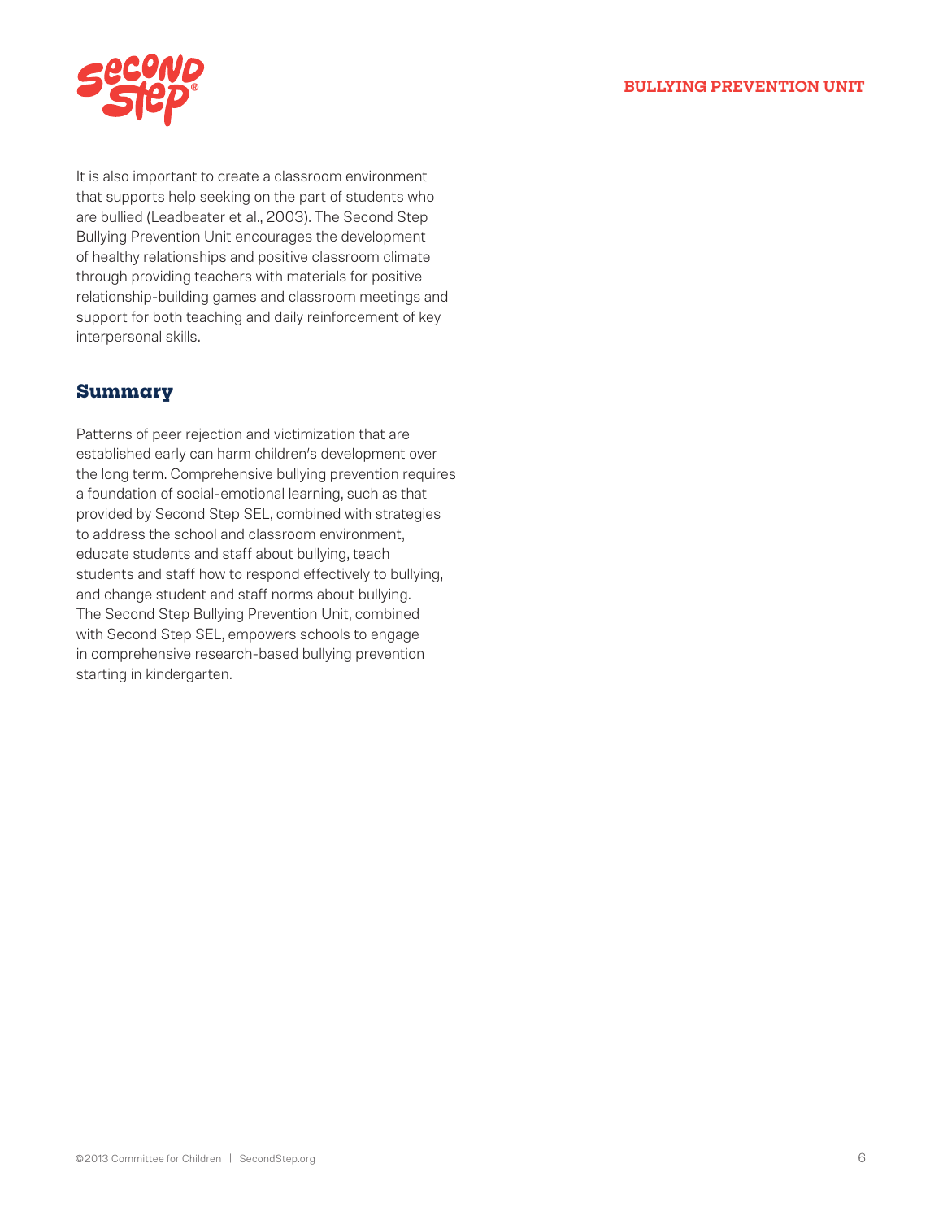It is also important to create a classroom environment that supports help seeking on the part of students who are bullied (Leadbeater et al., 2003). The Second Step Bullying Prevention Unit encourages the development of healthy relationships and positive classroom climate through providing teachers with materials for positive relationship-building games and classroom meetings and support for both teaching and daily reinforcement of key interpersonal skills.

## Summary

Patterns of peer rejection and victimization that are established early can harm children's development over the long term. Comprehensive bullying prevention requires a foundation of social-emotional learning, such as that provided by Second Step SEL, combined with strategies to address the school and classroom environment, educate students and staff about bullying, teach students and staff how to respond effectively to bullying, and change student and staff norms about bullying. The Second Step Bullying Prevention Unit, combined with Second Step SEL, empowers schools to engage in comprehensive research-based bullying prevention starting in kindergarten.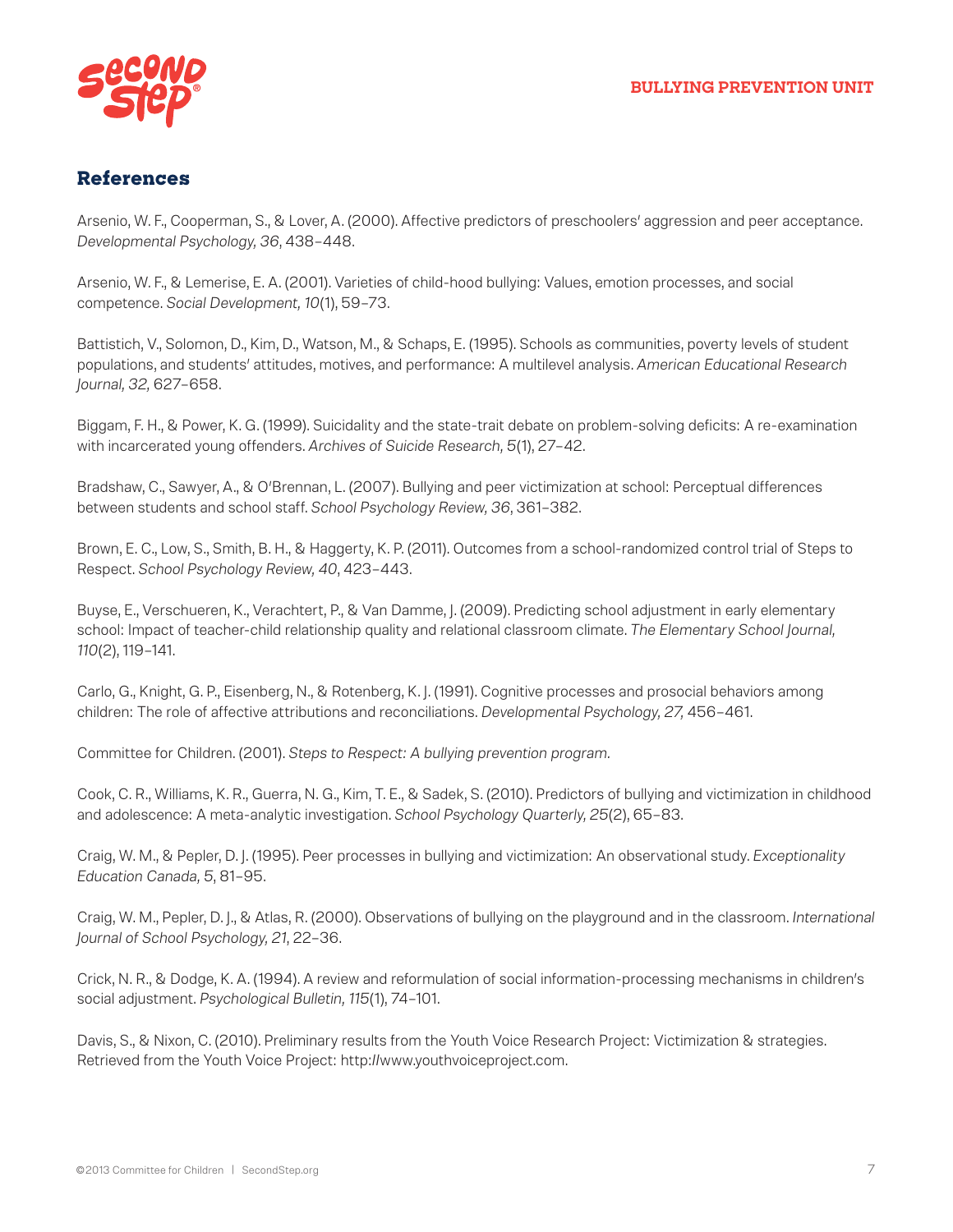## References

Arsenio, W. F., Cooperman, S., & Lover, A. (2000). Affective predictors of preschoolers' aggression and peer acceptance. *Developmental Psychology, 36*, 438–448.

Arsenio, W. F., & Lemerise, E. A. (2001). Varieties of child-hood bullying: Values, emotion processes, and social competence. *Social Development, 10*(1), 59–73.

Battistich, V., Solomon, D., Kim, D., Watson, M., & Schaps, E. (1995). Schools as communities, poverty levels of student populations, and students' attitudes, motives, and performance: A multilevel analysis. *American Educational Research Journal, 32,* 627–658.

Biggam, F. H., & Power, K. G. (1999). Suicidality and the state-trait debate on problem-solving deficits: A re-examination with incarcerated young offenders. *Archives of Suicide Research, 5*(1), 27–42.

Bradshaw, C., Sawyer, A., & O'Brennan, L. (2007). Bullying and peer victimization at school: Perceptual differences between students and school staff. *School Psychology Review, 36*, 361–382.

Brown, E. C., Low, S., Smith, B. H., & Haggerty, K. P. (2011). Outcomes from a school-randomized control trial of Steps to Respect. *School Psychology Review, 40*, 423–443.

Buyse, E., Verschueren, K., Verachtert, P., & Van Damme, J. (2009). Predicting school adjustment in early elementary school: Impact of teacher-child relationship quality and relational classroom climate. *The Elementary School Journal, 110*(2), 119–141.

Carlo, G., Knight, G. P., Eisenberg, N., & Rotenberg, K. J. (1991). Cognitive processes and prosocial behaviors among children: The role of affective attributions and reconciliations. *Developmental Psychology, 27,* 456–461.

Committee for Children. (2001). *Steps to Respect: A bullying prevention program.*

Cook, C. R., Williams, K. R., Guerra, N. G., Kim, T. E., & Sadek, S. (2010). Predictors of bullying and victimization in childhood and adolescence: A meta-analytic investigation. *School Psychology Quarterly, 25*(2), 65–83.

Craig, W. M., & Pepler, D. J. (1995). Peer processes in bullying and victimization: An observational study. *Exceptionality Education Canada, 5*, 81–95.

Craig, W. M., Pepler, D. J., & Atlas, R. (2000). Observations of bullying on the playground and in the classroom. *International Journal of School Psychology, 21*, 22–36.

Crick, N. R., & Dodge, K. A. (1994). A review and reformulation of social information-processing mechanisms in children's social adjustment. *Psychological Bulletin, 115*(1), 74–101.

Davis, S., & Nixon, C. (2010). Preliminary results from the Youth Voice Research Project: Victimization & strategies. Retrieved from the Youth Voice Project: http://www.youthvoiceproject.com.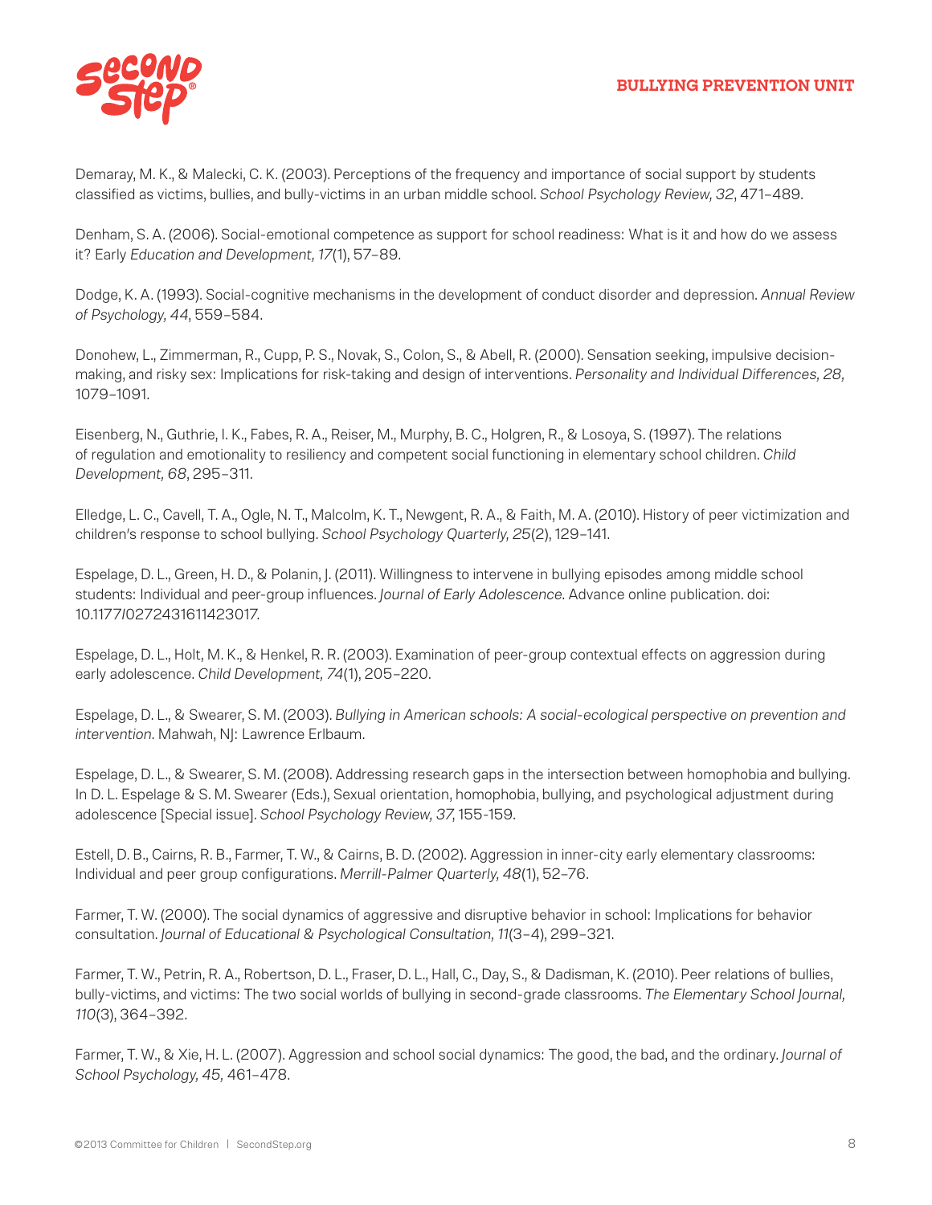Demaray, M. K., & Malecki, C. K. (2003). Perceptions of the frequency and importance of social support by students classified as victims, bullies, and bully-victims in an urban middle school. *School Psychology Review, 32*, 471–489.

Denham, S. A. (2006). Social-emotional competence as support for school readiness: What is it and how do we assess it? Early *Education and Development, 17*(1), 57–89.

Dodge, K. A. (1993). Social-cognitive mechanisms in the development of conduct disorder and depression. *Annual Review of Psychology, 44*, 559–584.

Donohew, L., Zimmerman, R., Cupp, P. S., Novak, S., Colon, S., & Abell, R. (2000). Sensation seeking, impulsive decision-making, and risky sex: Implications for risk-taking and design of interventions. *Personality and Individual Differences, 28*, 1079–1091.

Eisenberg, N., Guthrie, I. K., Fabes, R. A., Reiser, M., Murphy, B. C., Holgren, R., & Losoya, S. (1997). The relations of regulation and emotionality to resiliency and competent social functioning in elementary school children. *Child Development, 68*, 295–311.

Elledge, L. C., Cavell, T. A., Ogle, N. T., Malcolm, K. T., Newgent, R. A., & Faith, M. A. (2010). History of peer victimization and children's response to school bullying. *School Psychology Quarterly, 25*(2), 129–141.

Espelage, D. L., Green, H. D., & Polanin, J. (2011). Willingness to intervene in bullying episodes among middle school students: Individual and peer-group influences. *Journal of Early Adolescence.* Advance online publication. doi: 10.1177/0272431611423017.

Espelage, D. L., Holt, M. K., & Henkel, R. R. (2003). Examination of peer-group contextual effects on aggression during early adolescence. *Child Development, 74*(1), 205–220.

Espelage, D. L., & Swearer, S. M. (2003). *Bullying in American schools: A social-ecological perspective on prevention and intervention.* Mahwah, NJ: Lawrence Erlbaum.

Espelage, D. L., & Swearer, S. M. (2008). Addressing research gaps in the intersection between homophobia and bullying. In D. L. Espelage & S. M. Swearer (Eds.), Sexual orientation, homophobia, bullying, and psychological adjustment during adolescence [Special issue]. *School Psychology Review, 37*, 155-159.

Estell, D. B., Cairns, R. B., Farmer, T. W., & Cairns, B. D. (2002). Aggression in inner-city early elementary classrooms: Individual and peer group configurations. *Merrill-Palmer Quarterly, 48*(1), 52–76.

Farmer, T. W. (2000). The social dynamics of aggressive and disruptive behavior in school: Implications for behavior consultation. *Journal of Educational & Psychological Consultation, 11*(3–4), 299–321.

Farmer, T. W., Petrin, R. A., Robertson, D. L., Fraser, D. L., Hall, C., Day, S., & Dadisman, K. (2010). Peer relations of bullies, bully-victims, and victims: The two social worlds of bullying in second-grade classrooms. *The Elementary School Journal, 110*(3), 364–392.

Farmer, T. W., & Xie, H. L. (2007). Aggression and school social dynamics: The good, the bad, and the ordinary. *Journal of School Psychology, 45,* 461–478.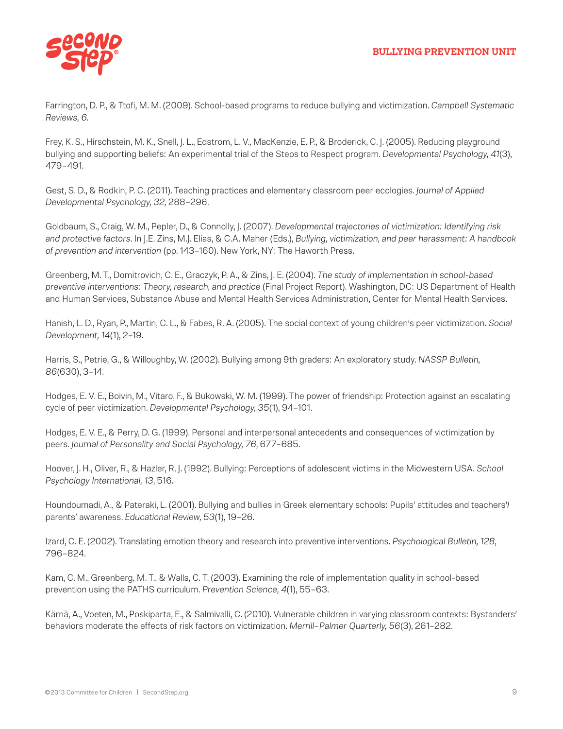Farrington, D. P., & Ttofi, M. M. (2009). School-based programs to reduce bullying and victimization. *Campbell Systematic Reviews, 6*.

Frey, K. S., Hirschstein, M. K., Snell, J. L., Edstrom, L. V., MacKenzie, E. P., & Broderick, C. J. (2005). Reducing playground bullying and supporting beliefs: An experimental trial of the Steps to Respect program. *Developmental Psychology, 41*(3), 479–491.

Gest, S. D., & Rodkin, P. C. (2011). Teaching practices and elementary classroom peer ecologies. *Journal of Applied Developmental Psychology, 32,* 288–296.

Goldbaum, S., Craig, W. M., Pepler, D., & Connolly, J. (2007). *Developmental trajectories of victimization: Identifying risk and protective factors.* In J.E. Zins, M.J. Elias, & C.A. Maher (Eds.), *Bullying, victimization, and peer harassment: A handbook of prevention and intervention* (pp. 143–160). New York, NY: The Haworth Press.

Greenberg, M. T., Domitrovich, C. E., Graczyk, P. A., & Zins, J. E. (2004). *The study of implementation in school-based preventive interventions: Theory, research, and practice* (Final Project Report). Washington, DC: US Department of Health and Human Services, Substance Abuse and Mental Health Services Administration, Center for Mental Health Services.

Hanish, L. D., Ryan, P., Martin, C. L., & Fabes, R. A. (2005). The social context of young children's peer victimization. *Social Development, 14*(1), 2–19.

Harris, S., Petrie, G., & Willoughby, W. (2002). Bullying among 9th graders: An exploratory study. *NASSP Bulletin, 86*(630), 3–14.

Hodges, E. V. E., Boivin, M., Vitaro, F., & Bukowski, W. M. (1999). The power of friendship: Protection against an escalating cycle of peer victimization. *Developmental Psychology, 35*(1), 94–101.

Hodges, E. V. E., & Perry, D. G. (1999). Personal and interpersonal antecedents and consequences of victimization by peers. *Journal of Personality and Social Psychology, 76*, 677–685.

Hoover, J. H., Oliver, R., & Hazler, R. J. (1992). Bullying: Perceptions of adolescent victims in the Midwestern USA. *School Psychology International, 13*, 516.

Houndoumadi, A., & Pateraki, L. (2001). Bullying and bullies in Greek elementary schools: Pupils' attitudes and teachers'/parents' awareness. *Educational Review, 53*(1), 19–26.

Izard, C. E. (2002). Translating emotion theory and research into preventive interventions. *Psychological Bulletin, 128*, 796–824.

Kam, C. M., Greenberg, M. T., & Walls, C. T. (2003). Examining the role of implementation quality in school-based prevention using the PATHS curriculum. *Prevention Science, 4*(1), 55–63.

Kärnä, A., Voeten, M., Poskiparta, E., & Salmivalli, C. (2010). Vulnerable children in varying classroom contexts: Bystanders' behaviors moderate the effects of risk factors on victimization. *Merrill-Palmer Quarterly, 56*(3), 261–282.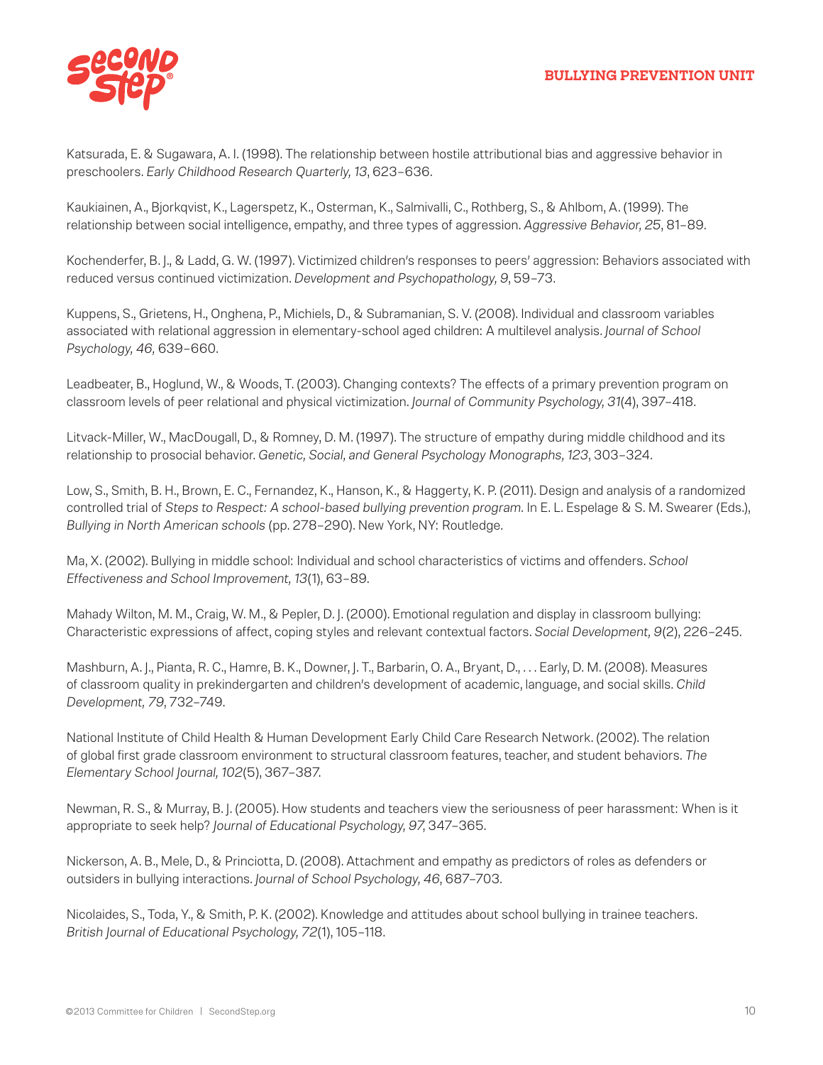Katsurada, E. & Sugawara, A. I. (1998). The relationship between hostile attributional bias and aggressive behavior in preschoolers. *Early Childhood Research Quarterly, 13*, 623–636.

Kaukiainen, A., Bjorkqvist, K., Lagerspetz, K., Osterman, K., Salmivalli, C., Rothberg, S., & Ahlbom, A. (1999). The relationship between social intelligence, empathy, and three types of aggression. *Aggressive Behavior, 25*, 81–89.

Kochenderfer, B. J., & Ladd, G. W. (1997). Victimized children's responses to peers' aggression: Behaviors associated with reduced versus continued victimization. *Development and Psychopathology, 9*, 59–73.

Kuppens, S., Grietens, H., Onghena, P., Michiels, D., & Subramanian, S. V. (2008). Individual and classroom variables associated with relational aggression in elementary-school aged children: A multilevel analysis. *Journal of School Psychology, 46,* 639–660.

Leadbeater, B., Hoglund, W., & Woods, T. (2003). Changing contexts? The effects of a primary prevention program on classroom levels of peer relational and physical victimization. *Journal of Community Psychology, 31*(4), 397–418.

Litvack-Miller, W., MacDougall, D., & Romney, D. M. (1997). The structure of empathy during middle childhood and its relationship to prosocial behavior. *Genetic, Social, and General Psychology Monographs, 123*, 303–324.

Low, S., Smith, B. H., Brown, E. C., Fernandez, K., Hanson, K., & Haggerty, K. P. (2011). Design and analysis of a randomized controlled trial of *Steps to Respect: A school-based bullying prevention program.* In E. L. Espelage & S. M. Swearer (Eds.), *Bullying in North American schools* (pp. 278–290). New York, NY: Routledge.

Ma, X. (2002). Bullying in middle school: Individual and school characteristics of victims and offenders. *School Effectiveness and School Improvement, 13*(1), 63–89.

Mahady Wilton, M. M., Craig, W. M., & Pepler, D. J. (2000). Emotional regulation and display in classroom bullying: Characteristic expressions of affect, coping styles and relevant contextual factors. *Social Development, 9*(2), 226–245.

Mashburn, A. J., Pianta, R. C., Hamre, B. K., Downer, J. T., Barbarin, O. A., Bryant, D., . . . Early, D. M. (2008). Measures of classroom quality in prekindergarten and children's development of academic, language, and social skills. *Child Development, 79*, 732–749.

National Institute of Child Health & Human Development Early Child Care Research Network. (2002). The relation of global first grade classroom environment to structural classroom features, teacher, and student behaviors. *The Elementary School Journal, 102*(5), 367–387.

Newman, R. S., & Murray, B. J. (2005). How students and teachers view the seriousness of peer harassment: When is it appropriate to seek help? *Journal of Educational Psychology, 97*, 347–365.

Nickerson, A. B., Mele, D., & Princiotta, D. (2008). Attachment and empathy as predictors of roles as defenders or outsiders in bullying interactions. *Journal of School Psychology, 46*, 687–703.

Nicolaides, S., Toda, Y., & Smith, P. K. (2002). Knowledge and attitudes about school bullying in trainee teachers. *British Journal of Educational Psychology, 72*(1), 105–118.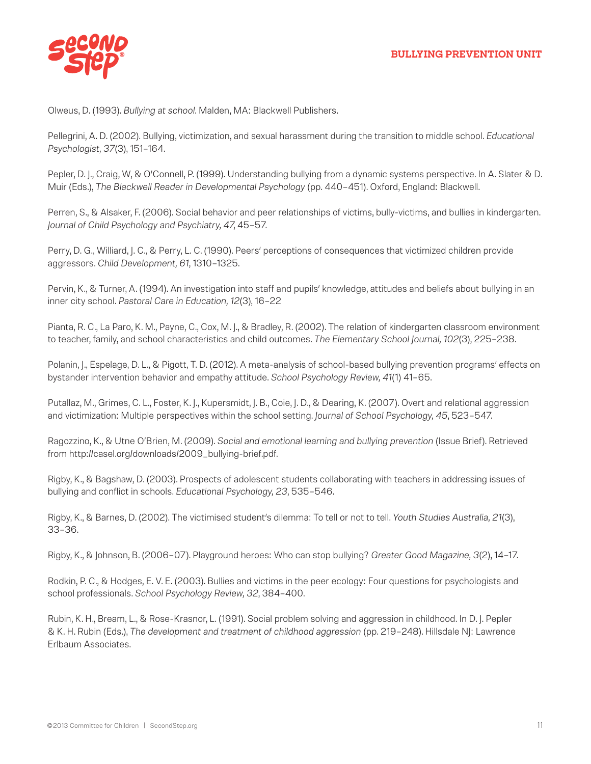Olweus, D. (1993). *Bullying at school*. Malden, MA: Blackwell Publishers.

Pellegrini, A. D. (2002). Bullying, victimization, and sexual harassment during the transition to middle school. *Educational Psychologist, 37*(3), 151–164.

Pepler, D. J., Craig, W, & O'Connell, P. (1999). Understanding bullying from a dynamic systems perspective. In A. Slater & D. Muir (Eds.), *The Blackwell Reader in Developmental Psychology* (pp. 440–451). Oxford, England: Blackwell.

Perren, S., & Alsaker, F. (2006). Social behavior and peer relationships of victims, bully-victims, and bullies in kindergarten. *Journal of Child Psychology and Psychiatry, 47*, 45–57.

Perry, D. G., Williard, J. C., & Perry, L. C. (1990). Peers' perceptions of consequences that victimized children provide aggressors. *Child Development, 61*, 1310–1325.

Pervin, K., & Turner, A. (1994). An investigation into staff and pupils' knowledge, attitudes and beliefs about bullying in an inner city school. *Pastoral Care in Education, 12*(3), 16–22

Pianta, R. C., La Paro, K. M., Payne, C., Cox, M. J., & Bradley, R. (2002). The relation of kindergarten classroom environment to teacher, family, and school characteristics and child outcomes. *The Elementary School Journal, 102*(3), 225–238.

Polanin, J., Espelage, D. L., & Pigott, T. D. (2012). A meta-analysis of school-based bullying prevention programs' effects on bystander intervention behavior and empathy attitude. *School Psychology Review, 41*(1) 41–65.

Putallaz, M., Grimes, C. L., Foster, K. J., Kupersmidt, J. B., Coie, J. D., & Dearing, K. (2007). Overt and relational aggression and victimization: Multiple perspectives within the school setting. *Journal of School Psychology, 45*, 523–547.

Ragozzino, K., & Utne O'Brien, M. (2009). *Social and emotional learning and bullying prevention* (Issue Brief). Retrieved from http://casel.org/downloads/2009_bullying-brief.pdf.

Rigby, K., & Bagshaw, D. (2003). Prospects of adolescent students collaborating with teachers in addressing issues of bullying and conflict in schools. *Educational Psychology, 23*, 535–546.

Rigby, K., & Barnes, D. (2002). The victimised student's dilemma: To tell or not to tell. *Youth Studies Australia, 21*(3), 33–36.

Rigby, K., & Johnson, B. (2006–07). Playground heroes: Who can stop bullying? *Greater Good Magazine, 3*(2), 14–17.

Rodkin, P. C., & Hodges, E. V. E. (2003). Bullies and victims in the peer ecology: Four questions for psychologists and school professionals. *School Psychology Review, 32*, 384–400.

Rubin, K. H., Bream, L., & Rose-Krasnor, L. (1991). Social problem solving and aggression in childhood. In D. J. Pepler & K. H. Rubin (Eds.), *The development and treatment of childhood aggression* (pp. 219–248). Hillsdale NJ: Lawrence Erlbaum Associates.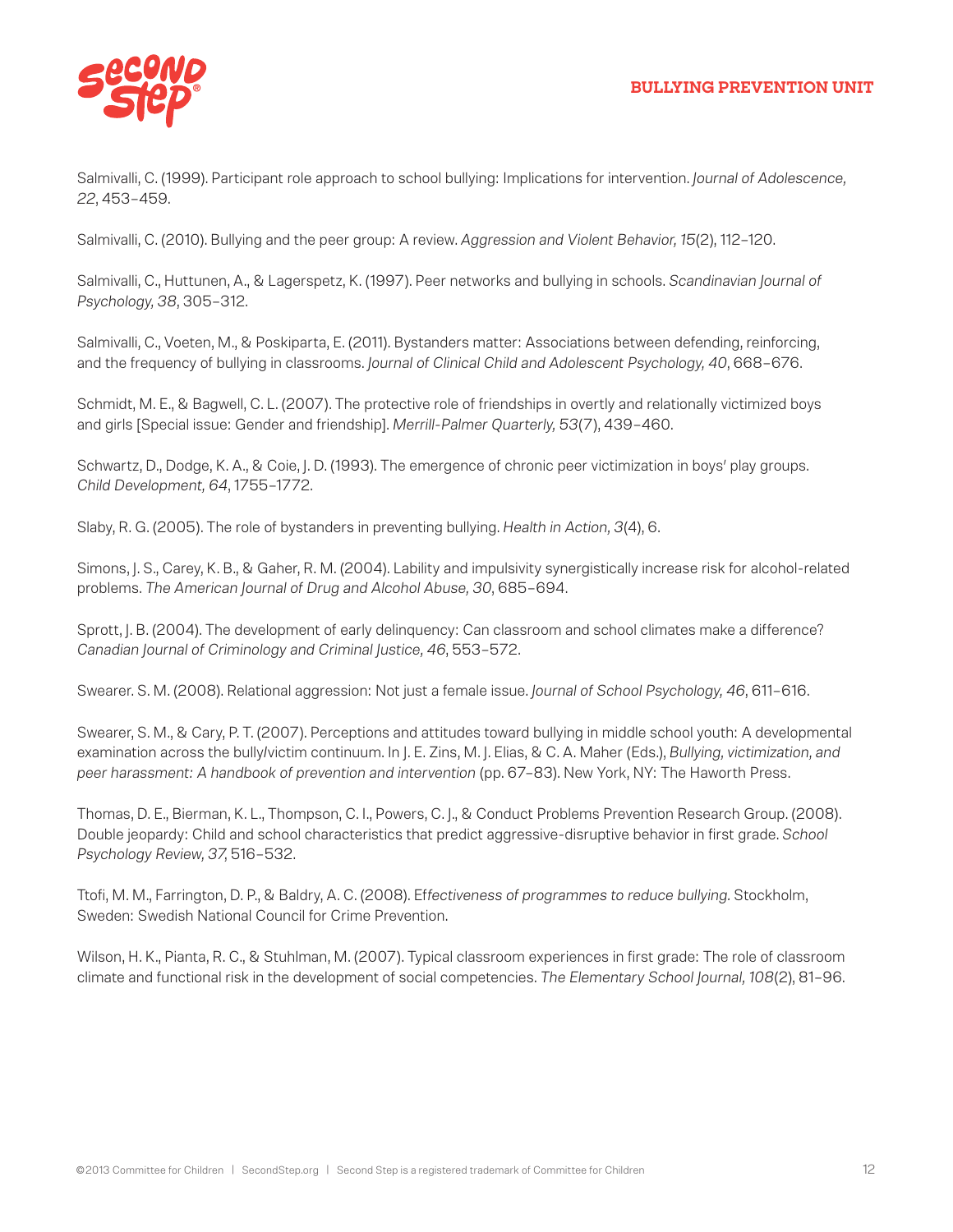Salmivalli, C. (1999). Participant role approach to school bullying: Implications for intervention. *Journal of Adolescence, 22*, 453–459.

Salmivalli, C. (2010). Bullying and the peer group: A review. *Aggression and Violent Behavior, 15*(2), 112–120.

Salmivalli, C., Huttunen, A., & Lagerspetz, K. (1997). Peer networks and bullying in schools. *Scandinavian Journal of Psychology, 38*, 305–312.

Salmivalli, C., Voeten, M., & Poskiparta, E. (2011). Bystanders matter: Associations between defending, reinforcing, and the frequency of bullying in classrooms. *Journal of Clinical Child and Adolescent Psychology, 40*, 668–676.

Schmidt, M. E., & Bagwell, C. L. (2007). The protective role of friendships in overtly and relationally victimized boys and girls [Special issue: Gender and friendship]. *Merrill-Palmer Quarterly, 53*(7), 439–460.

Schwartz, D., Dodge, K. A., & Coie, J. D. (1993). The emergence of chronic peer victimization in boys' play groups. *Child Development, 64*, 1755–1772.

Slaby, R. G. (2005). The role of bystanders in preventing bullying. *Health in Action, 3*(4), 6.

Simons, J. S., Carey, K. B., & Gaher, R. M. (2004). Lability and impulsivity synergistically increase risk for alcohol-related problems. *The American Journal of Drug and Alcohol Abuse, 30*, 685–694.

Sprott, J. B. (2004). The development of early delinquency: Can classroom and school climates make a difference? *Canadian Journal of Criminology and Criminal Justice, 46*, 553–572.

Swearer. S. M. (2008). Relational aggression: Not just a female issue. *Journal of School Psychology, 46*, 611–616.

Swearer, S. M., & Cary, P. T. (2007). Perceptions and attitudes toward bullying in middle school youth: A developmental examination across the bully/victim continuum. In J. E. Zins, M. J. Elias, & C. A. Maher (Eds.), *Bullying, victimization, and peer harassment: A handbook of prevention and intervention* (pp. 67–83). New York, NY: The Haworth Press.

Thomas, D. E., Bierman, K. L., Thompson, C. I., Powers, C. J., & Conduct Problems Prevention Research Group. (2008). Double jeopardy: Child and school characteristics that predict aggressive-disruptive behavior in first grade. *School Psychology Review, 37*, 516–532.

Ttofi, M. M., Farrington, D. P., & Baldry, A. C. (2008). *Effectiveness of programmes to reduce bullying.* Stockholm, Sweden: Swedish National Council for Crime Prevention.

Wilson, H. K., Pianta, R. C., & Stuhlman, M. (2007). Typical classroom experiences in first grade: The role of classroom climate and functional risk in the development of social competencies. *The Elementary School Journal, 108*(2), 81–96.